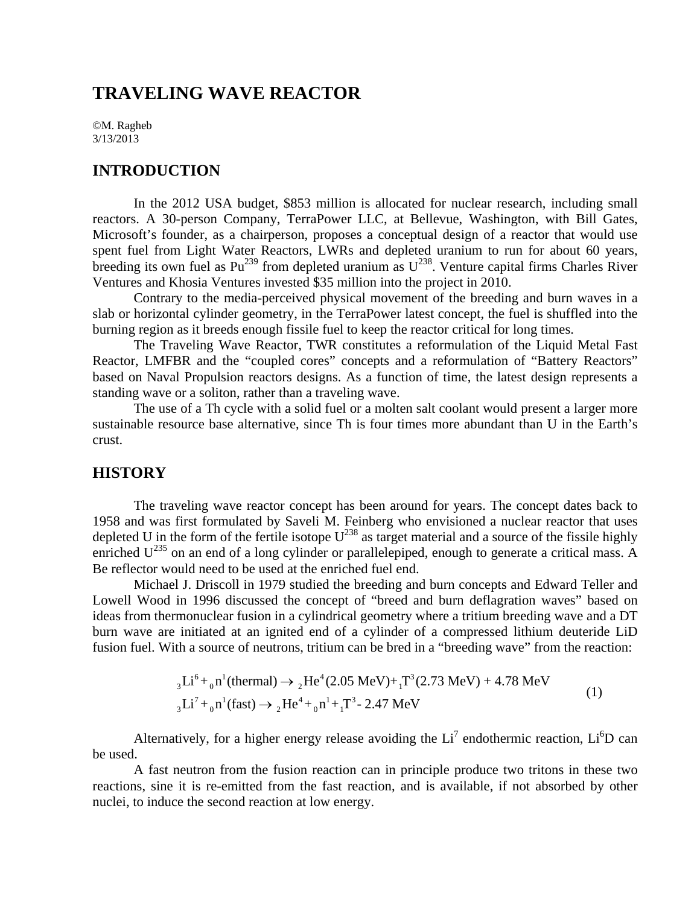# TRAVELING WAVE REACTOR

©M. Ragheb
3/13/2013

## INTRODUCTION

In the 2012 USA budget, $853 million is allocated for nuclear research, including small reactors. A 30-person Company, TerraPower LLC, at Bellevue, Washington, with Bill Gates, Microsoft's founder, as a chairperson, proposes a conceptual design of a reactor that would use spent fuel from Light Water Reactors, LWRs and depleted uranium to run for about 60 years, breeding its own fuel as $Pu^{239}$ from depleted uranium as $U^{238}$. Venture capital firms Charles River Ventures and Khosia Ventures invested $35 million into the project in 2010.

Contrary to the media-perceived physical movement of the breeding and burn waves in a slab or horizontal cylinder geometry, in the TerraPower latest concept, the fuel is shuffled into the burning region as it breeds enough fissile fuel to keep the reactor critical for long times.

The Traveling Wave Reactor, TWR constitutes a reformulation of the Liquid Metal Fast Reactor, LMFBR and the "coupled cores" concepts and a reformulation of "Battery Reactors" based on Naval Propulsion reactors designs. As a function of time, the latest design represents a standing wave or a soliton, rather than a traveling wave.

The use of a Th cycle with a solid fuel or a molten salt coolant would present a larger more sustainable resource base alternative, since Th is four times more abundant than U in the Earth's crust.

## HISTORY

The traveling wave reactor concept has been around for years. The concept dates back to 1958 and was first formulated by Saveli M. Feinberg who envisioned a nuclear reactor that uses depleted U in the form of the fertile isotope $U^{238}$ as target material and a source of the fissile highly enriched $U^{235}$ on an end of a long cylinder or parallelepiped, enough to generate a critical mass. A Be reflector would need to be used at the enriched fuel end.

Michael J. Driscoll in 1979 studied the breeding and burn concepts and Edward Teller and Lowell Wood in 1996 discussed the concept of "breed and burn deflagration waves" based on ideas from thermonuclear fusion in a cylindrical geometry where a tritium breeding wave and a DT burn wave are initiated at an ignited end of a cylinder of a compressed lithium deuteride LiD fusion fuel. With a source of neutrons, tritium can be bred in a "breeding wave" from the reaction:

$$
\begin{aligned}
{}_3\text{Li}^6 + {}_0\text{n}^1(\text{thermal}) &\rightarrow {}_2\text{He}^4(2.05\text{ MeV}) + {}_1\text{T}^3(2.73\text{ MeV}) + 4.78\text{ MeV} \\
{}_3\text{Li}^7 + {}_0\text{n}^1(\text{fast}) &\rightarrow {}_2\text{He}^4 + {}_0\text{n}^1 + {}_1\text{T}^3 - 2.47\text{ MeV}
\end{aligned}
\tag{1}
$$

Alternatively, for a higher energy release avoiding the $Li^7$ endothermic reaction, $Li^6D$ can be used.

A fast neutron from the fusion reaction can in principle produce two tritons in these two reactions, sine it is re-emitted from the fast reaction, and is available, if not absorbed by other nuclei, to induce the second reaction at low energy.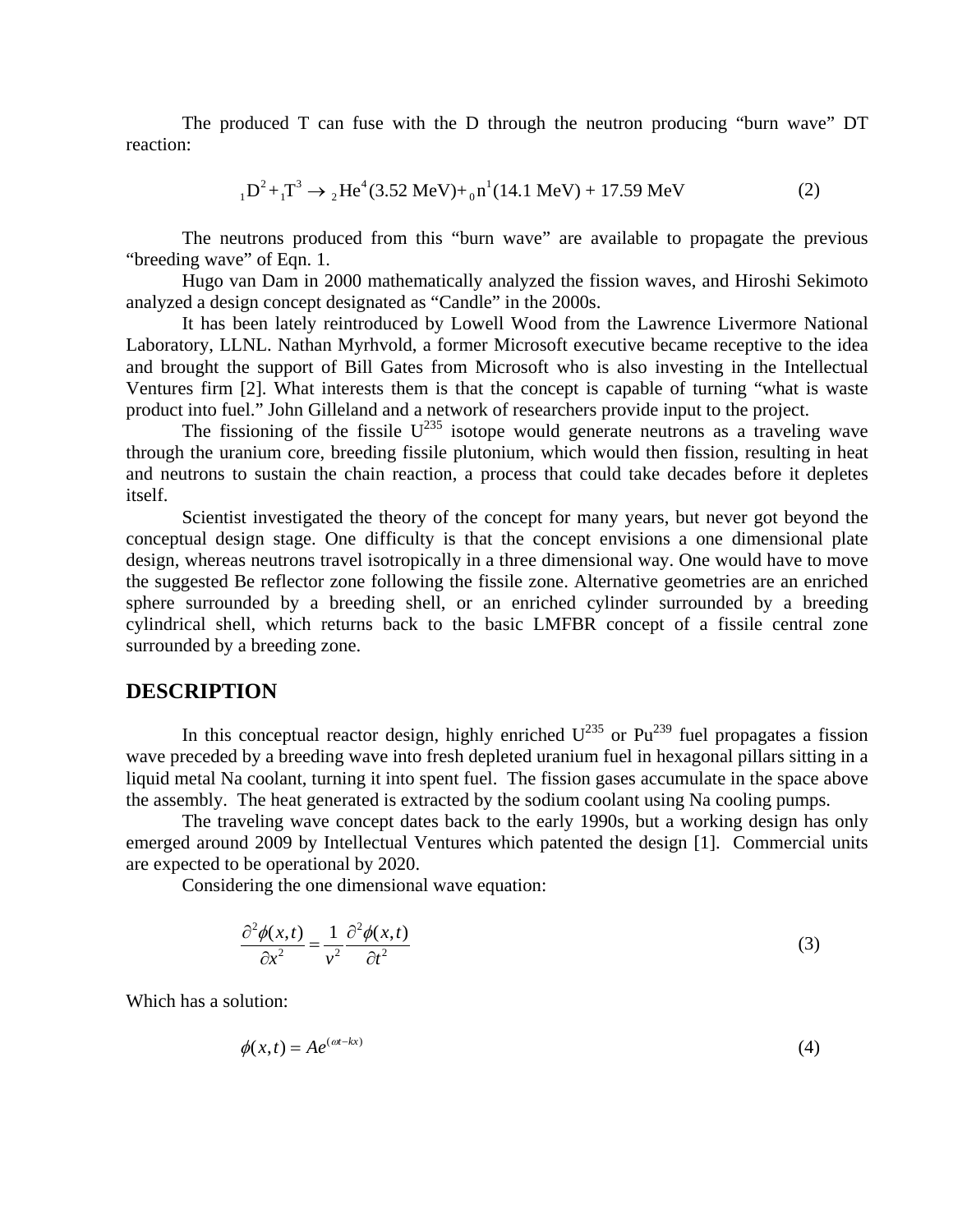The produced T can fuse with the D through the neutron producing "burn wave" DT reaction:

$$ {}_{1}D^{2} + {}_{1}T^{3} \rightarrow {}_{2}He^{4}(3.52\text{ MeV}) + {}_{0}n^{1}(14.1\text{ MeV}) + 17.59\text{ MeV} \tag{2} $$

The neutrons produced from this "burn wave" are available to propagate the previous "breeding wave" of Eqn. 1.

Hugo van Dam in 2000 mathematically analyzed the fission waves, and Hiroshi Sekimoto analyzed a design concept designated as "Candle" in the 2000s.

It has been lately reintroduced by Lowell Wood from the Lawrence Livermore National Laboratory, LLNL. Nathan Myrhvold, a former Microsoft executive became receptive to the idea and brought the support of Bill Gates from Microsoft who is also investing in the Intellectual Ventures firm [2]. What interests them is that the concept is capable of turning "what is waste product into fuel." John Gilleland and a network of researchers provide input to the project.

The fissioning of the fissile $U^{235}$ isotope would generate neutrons as a traveling wave through the uranium core, breeding fissile plutonium, which would then fission, resulting in heat and neutrons to sustain the chain reaction, a process that could take decades before it depletes itself.

Scientist investigated the theory of the concept for many years, but never got beyond the conceptual design stage. One difficulty is that the concept envisions a one dimensional plate design, whereas neutrons travel isotropically in a three dimensional way. One would have to move the suggested Be reflector zone following the fissile zone. Alternative geometries are an enriched sphere surrounded by a breeding shell, or an enriched cylinder surrounded by a breeding cylindrical shell, which returns back to the basic LMFBR concept of a fissile central zone surrounded by a breeding zone.

## DESCRIPTION

In this conceptual reactor design, highly enriched $U^{235}$ or $Pu^{239}$ fuel propagates a fission wave preceded by a breeding wave into fresh depleted uranium fuel in hexagonal pillars sitting in a liquid metal Na coolant, turning it into spent fuel. The fission gases accumulate in the space above the assembly. The heat generated is extracted by the sodium coolant using Na cooling pumps.

The traveling wave concept dates back to the early 1990s, but a working design has only emerged around 2009 by Intellectual Ventures which patented the design [1]. Commercial units are expected to be operational by 2020.

Considering the one dimensional wave equation:

$$ \frac{\partial^2 \phi(x,t)}{\partial x^2} = \frac{1}{v^2} \frac{\partial^2 \phi(x,t)}{\partial t^2} \tag{3} $$

Which has a solution:

$$ \phi(x,t) = A e^{(\omega t - kx)} \tag{4} $$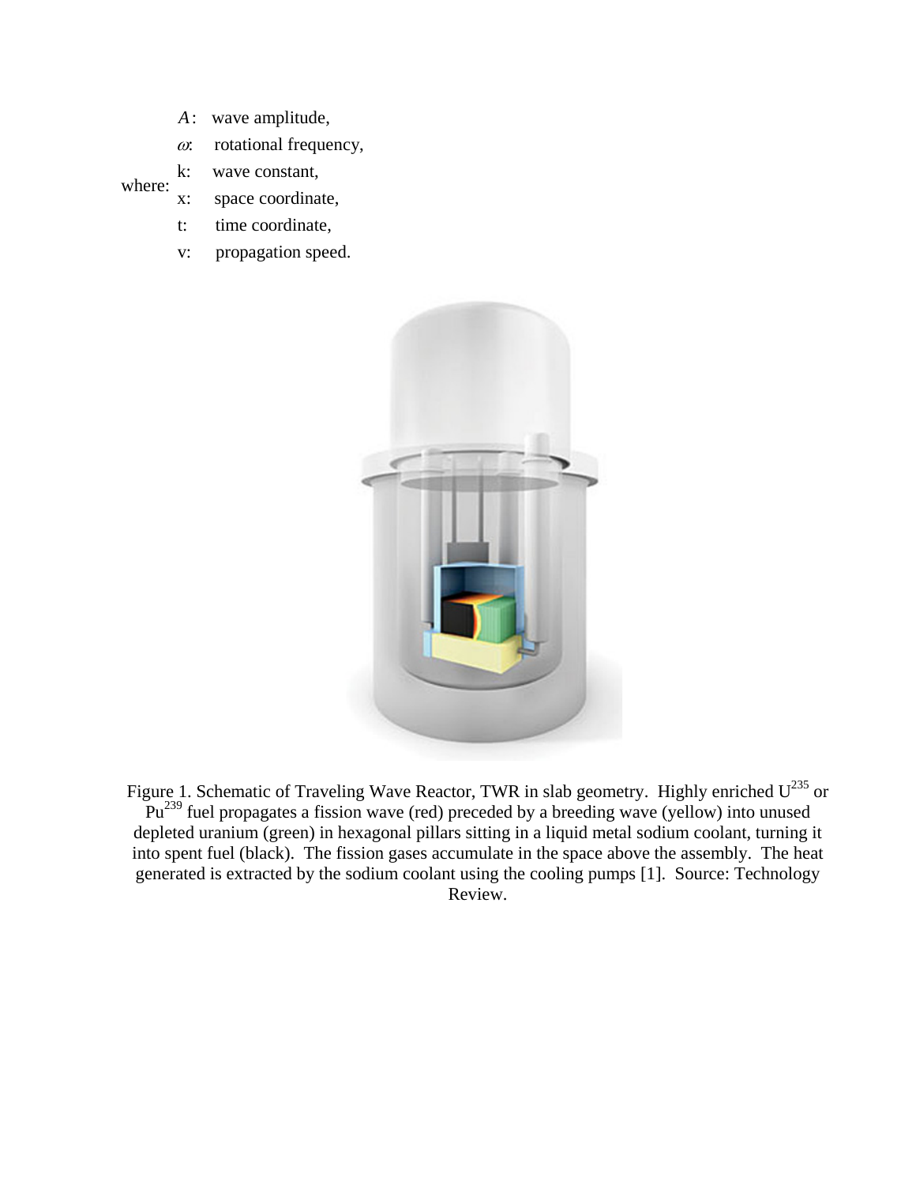where:

- $A$: wave amplitude,
- $\omega$: rotational frequency,
- k: wave constant,
- x: space coordinate,
- t: time coordinate,
- v: propagation speed.

Figure 1. Schematic of Traveling Wave Reactor, TWR in slab geometry. Highly enriched $U^{235}$ or $Pu^{239}$ fuel propagates a fission wave (red) preceded by a breeding wave (yellow) into unused depleted uranium (green) in hexagonal pillars sitting in a liquid metal sodium coolant, turning it into spent fuel (black). The fission gases accumulate in the space above the assembly. The heat generated is extracted by the sodium coolant using the cooling pumps [1]. Source: Technology Review.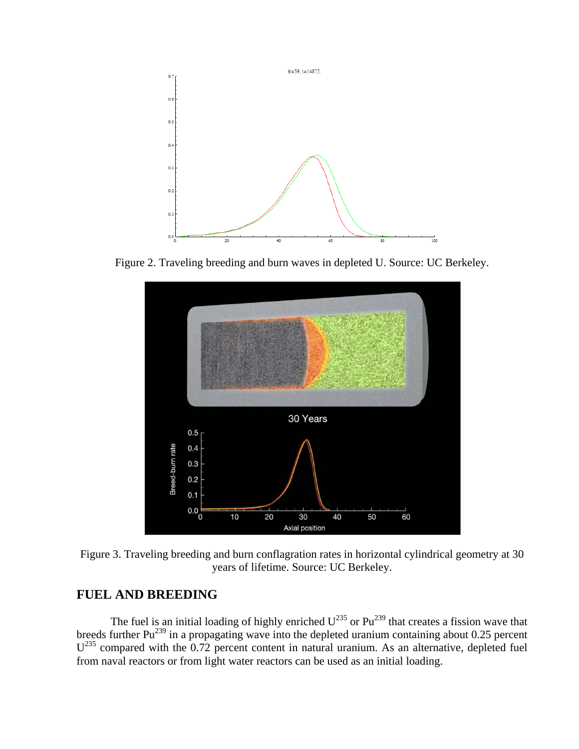Figure 2. Traveling breeding and burn waves in depleted U. Source: UC Berkeley.

Figure 3. Traveling breeding and burn conflagration rates in horizontal cylindrical geometry at 30 years of lifetime. Source: UC Berkeley.

## FUEL AND BREEDING

The fuel is an initial loading of highly enriched $U^{235}$ or $Pu^{239}$ that creates a fission wave that breeds further $Pu^{239}$ in a propagating wave into the depleted uranium containing about 0.25 percent $U^{235}$ compared with the 0.72 percent content in natural uranium. As an alternative, depleted fuel from naval reactors or from light water reactors can be used as an initial loading.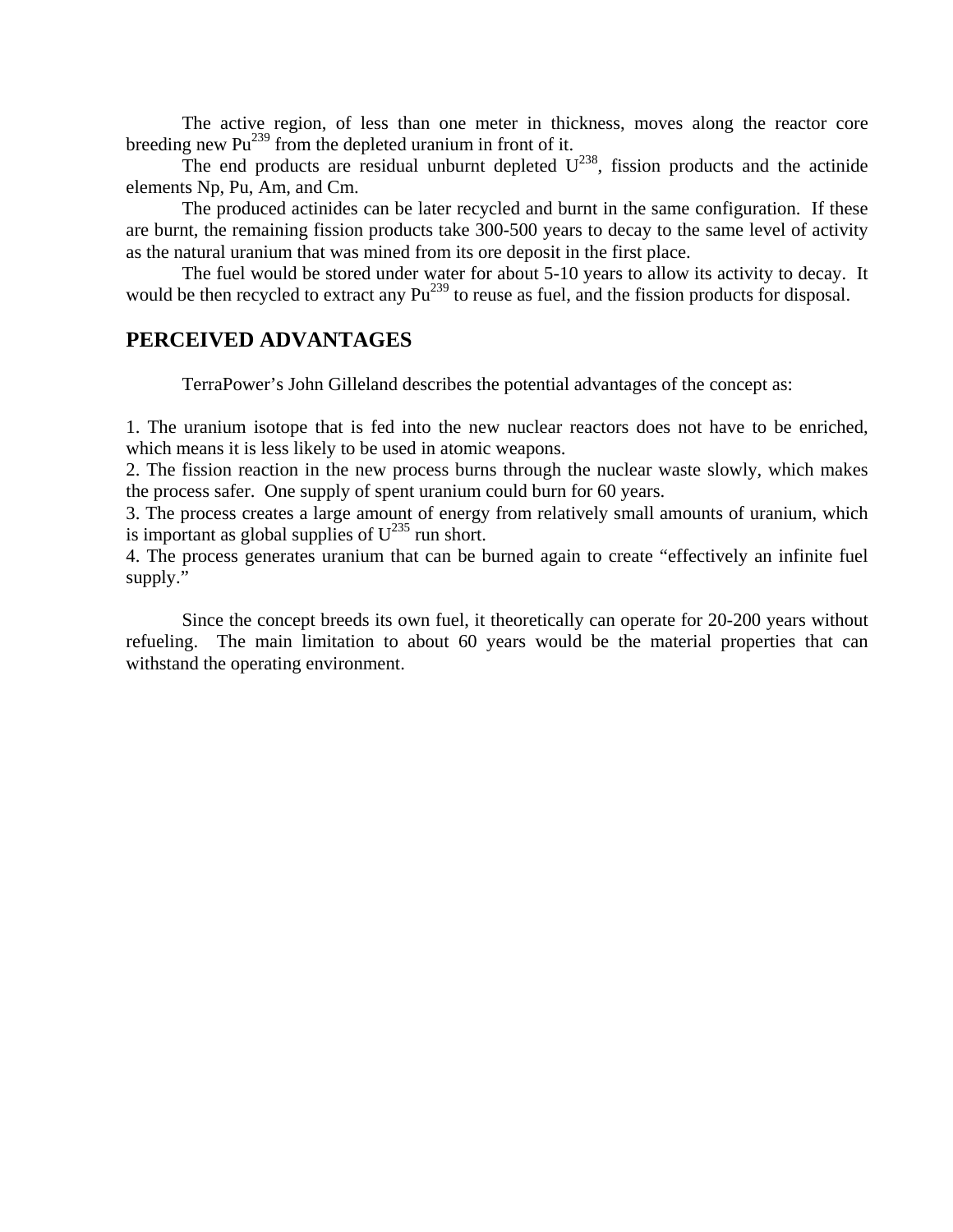The active region, of less than one meter in thickness, moves along the reactor core breeding new $Pu^{239}$ from the depleted uranium in front of it.

The end products are residual unburnt depleted $U^{238}$, fission products and the actinide elements Np, Pu, Am, and Cm.

The produced actinides can be later recycled and burnt in the same configuration. If these are burnt, the remaining fission products take 300-500 years to decay to the same level of activity as the natural uranium that was mined from its ore deposit in the first place.

The fuel would be stored under water for about 5-10 years to allow its activity to decay. It would be then recycled to extract any $Pu^{239}$ to reuse as fuel, and the fission products for disposal.

## PERCEIVED ADVANTAGES

TerraPower's John Gilleland describes the potential advantages of the concept as:

1. The uranium isotope that is fed into the new nuclear reactors does not have to be enriched, which means it is less likely to be used in atomic weapons.
2. The fission reaction in the new process burns through the nuclear waste slowly, which makes the process safer. One supply of spent uranium could burn for 60 years.
3. The process creates a large amount of energy from relatively small amounts of uranium, which is important as global supplies of $U^{235}$ run short.
4. The process generates uranium that can be burned again to create "effectively an infinite fuel supply."

Since the concept breeds its own fuel, it theoretically can operate for 20-200 years without refueling. The main limitation to about 60 years would be the material properties that can withstand the operating environment.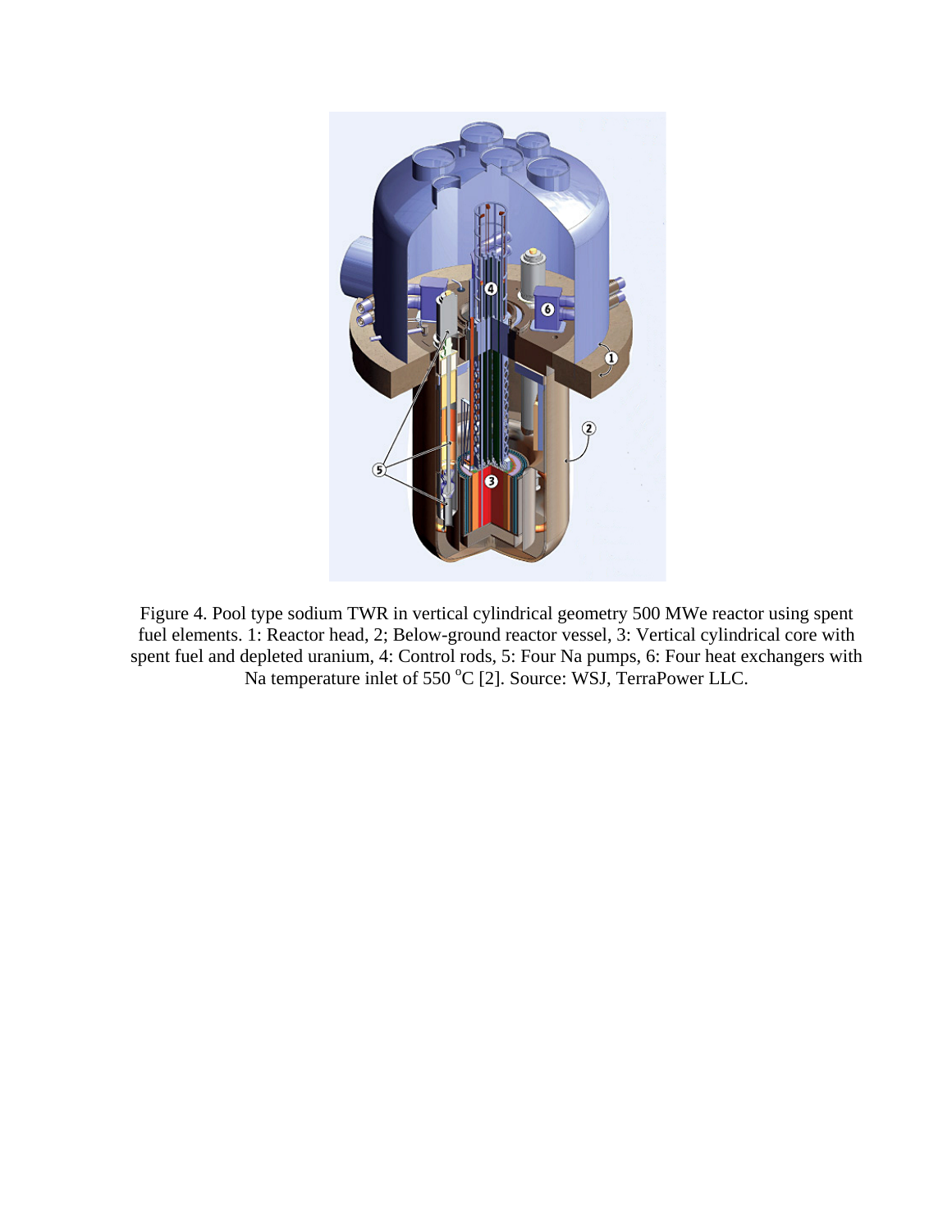Figure 4. Pool type sodium TWR in vertical cylindrical geometry 500 MWe reactor using spent fuel elements. 1: Reactor head, 2; Below-ground reactor vessel, 3: Vertical cylindrical core with spent fuel and depleted uranium, 4: Control rods, 5: Four Na pumps, 6: Four heat exchangers with Na temperature inlet of 550 $^{o}$C [2]. Source: WSJ, TerraPower LLC.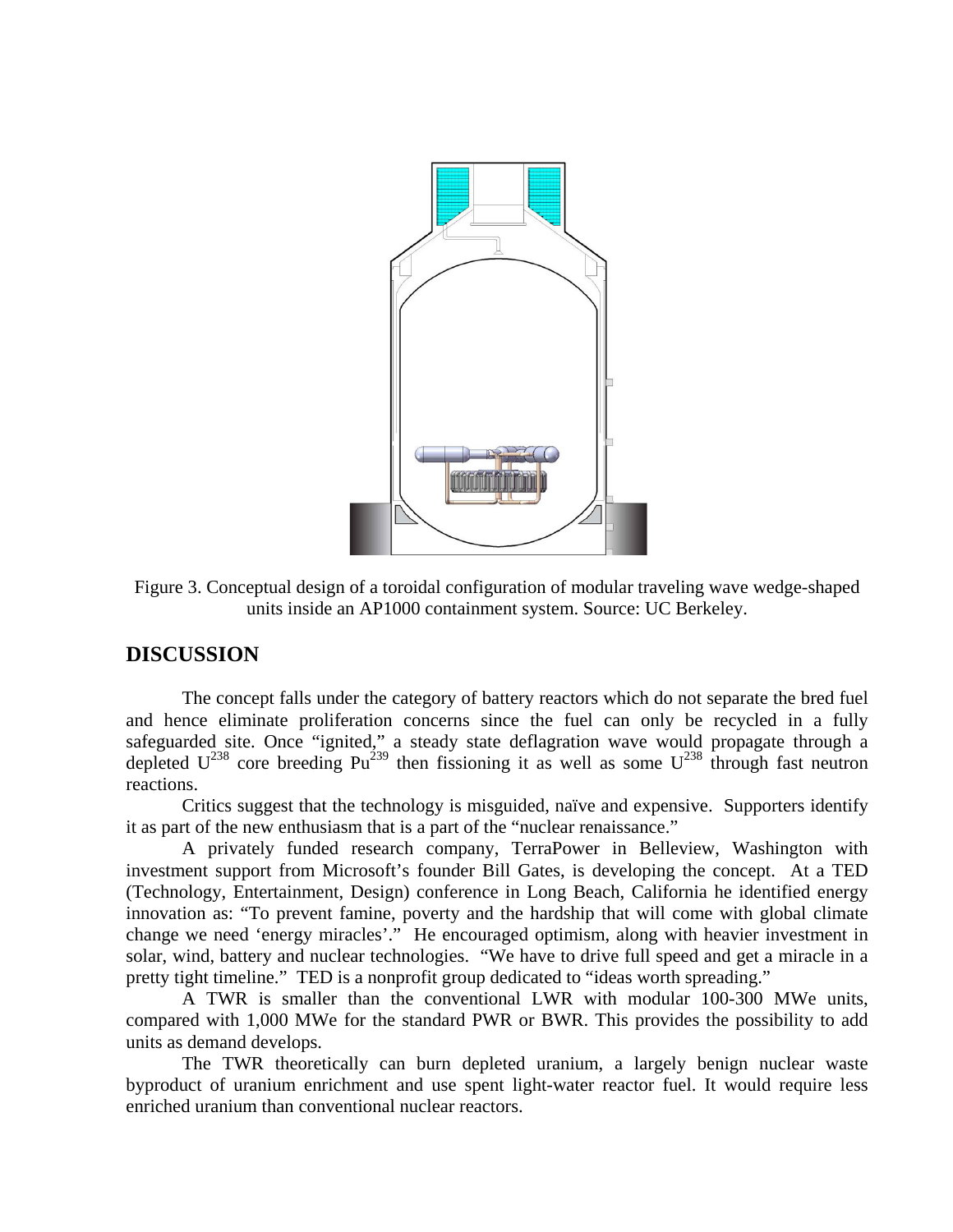Figure 3. Conceptual design of a toroidal configuration of modular traveling wave wedge-shaped units inside an AP1000 containment system. Source: UC Berkeley.

## DISCUSSION

The concept falls under the category of battery reactors which do not separate the bred fuel and hence eliminate proliferation concerns since the fuel can only be recycled in a fully safeguarded site. Once "ignited," a steady state deflagration wave would propagate through a depleted $U^{238}$ core breeding $Pu^{239}$ then fissioning it as well as some $U^{238}$ through fast neutron reactions.

Critics suggest that the technology is misguided, naïve and expensive. Supporters identify it as part of the new enthusiasm that is a part of the "nuclear renaissance."

A privately funded research company, TerraPower in Belleview, Washington with investment support from Microsoft's founder Bill Gates, is developing the concept. At a TED (Technology, Entertainment, Design) conference in Long Beach, California he identified energy innovation as: "To prevent famine, poverty and the hardship that will come with global climate change we need 'energy miracles'." He encouraged optimism, along with heavier investment in solar, wind, battery and nuclear technologies. "We have to drive full speed and get a miracle in a pretty tight timeline." TED is a nonprofit group dedicated to "ideas worth spreading."

A TWR is smaller than the conventional LWR with modular 100-300 MWe units, compared with 1,000 MWe for the standard PWR or BWR. This provides the possibility to add units as demand develops.

The TWR theoretically can burn depleted uranium, a largely benign nuclear waste byproduct of uranium enrichment and use spent light-water reactor fuel. It would require less enriched uranium than conventional nuclear reactors.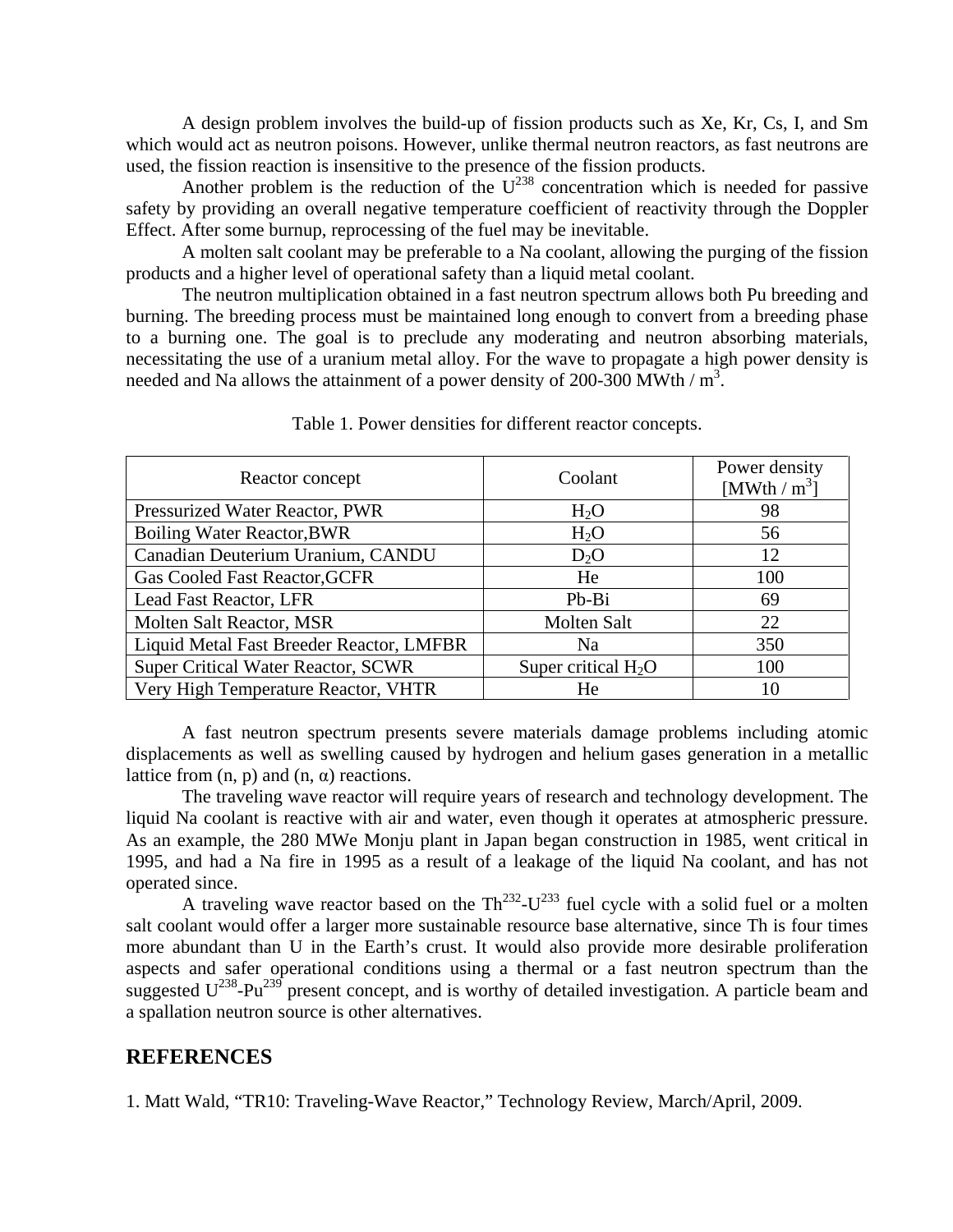A design problem involves the build-up of fission products such as Xe, Kr, Cs, I, and Sm which would act as neutron poisons. However, unlike thermal neutron reactors, as fast neutrons are used, the fission reaction is insensitive to the presence of the fission products.

Another problem is the reduction of the $U^{238}$ concentration which is needed for passive safety by providing an overall negative temperature coefficient of reactivity through the Doppler Effect. After some burnup, reprocessing of the fuel may be inevitable.

A molten salt coolant may be preferable to a Na coolant, allowing the purging of the fission products and a higher level of operational safety than a liquid metal coolant.

The neutron multiplication obtained in a fast neutron spectrum allows both Pu breeding and burning. The breeding process must be maintained long enough to convert from a breeding phase to a burning one. The goal is to preclude any moderating and neutron absorbing materials, necessitating the use of a uranium metal alloy. For the wave to propagate a high power density is needed and Na allows the attainment of a power density of 200-300 MWth / $m^3$.

Table 1. Power densities for different reactor concepts.

| Reactor concept | Coolant | Power density [MWth / $m^3$] |
|---|---|---|
| Pressurized Water Reactor, PWR | $H_2O$ | 98 |
| Boiling Water Reactor,BWR | $H_2O$ | 56 |
| Canadian Deuterium Uranium, CANDU | $D_2O$ | 12 |
| Gas Cooled Fast Reactor,GCFR | He | 100 |
| Lead Fast Reactor, LFR | Pb-Bi | 69 |
| Molten Salt Reactor, MSR | Molten Salt | 22 |
| Liquid Metal Fast Breeder Reactor, LMFBR | Na | 350 |
| Super Critical Water Reactor, SCWR | Super critical $H_2O$ | 100 |
| Very High Temperature Reactor, VHTR | He | 10 |

A fast neutron spectrum presents severe materials damage problems including atomic displacements as well as swelling caused by hydrogen and helium gases generation in a metallic lattice from (n, p) and (n, α) reactions.

The traveling wave reactor will require years of research and technology development. The liquid Na coolant is reactive with air and water, even though it operates at atmospheric pressure. As an example, the 280 MWe Monju plant in Japan began construction in 1985, went critical in 1995, and had a Na fire in 1995 as a result of a leakage of the liquid Na coolant, and has not operated since.

A traveling wave reactor based on the $Th^{232}$-$U^{233}$ fuel cycle with a solid fuel or a molten salt coolant would offer a larger more sustainable resource base alternative, since Th is four times more abundant than U in the Earth's crust. It would also provide more desirable proliferation aspects and safer operational conditions using a thermal or a fast neutron spectrum than the suggested $U^{238}$-$Pu^{239}$ present concept, and is worthy of detailed investigation. A particle beam and a spallation neutron source is other alternatives.

## REFERENCES

1. Matt Wald, "TR10: Traveling-Wave Reactor," Technology Review, March/April, 2009.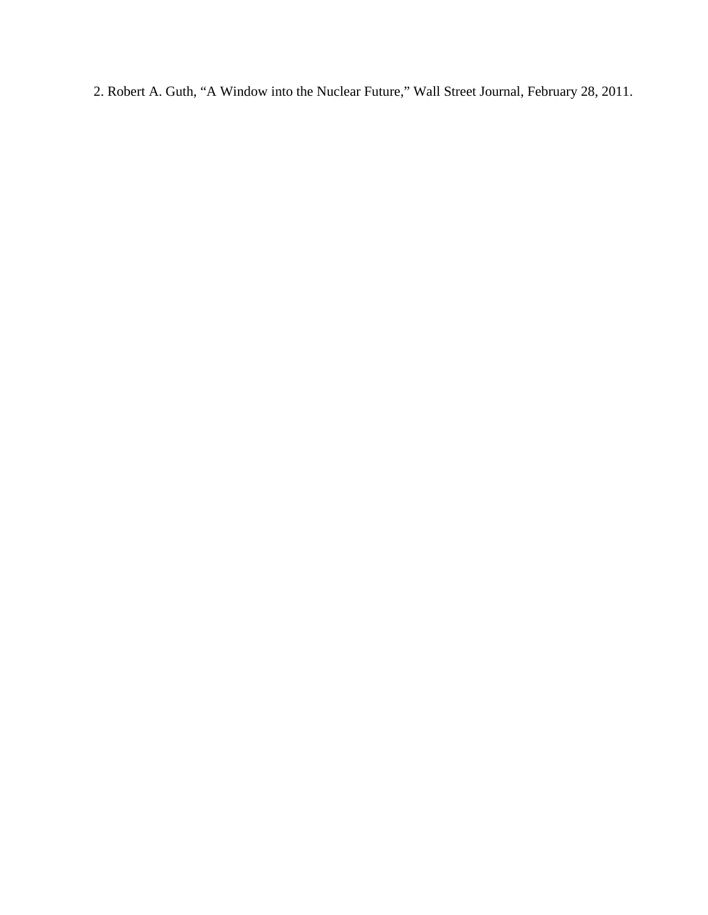2. Robert A. Guth, “A Window into the Nuclear Future,” Wall Street Journal, February 28, 2011.